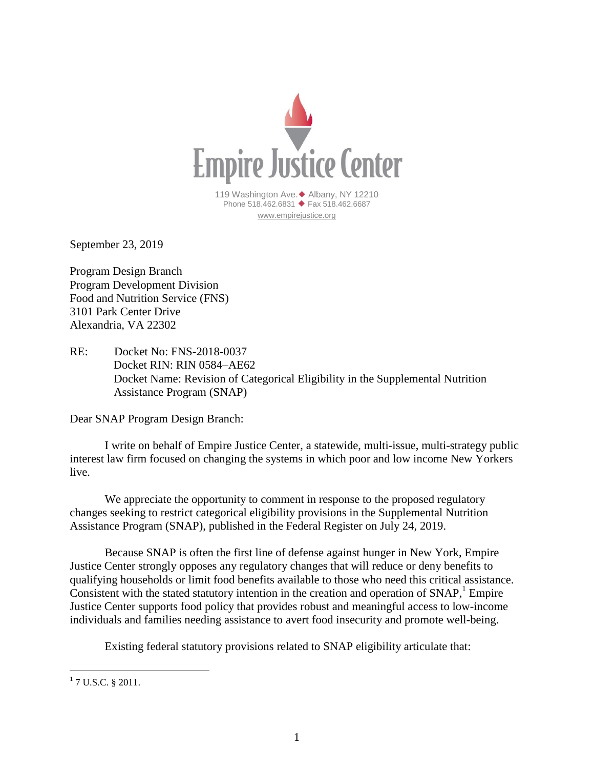# Empire Justice Center

119 Washington Ave. ◆ Albany, NY 12210
Phone 518.462.6831 ◆ Fax 518.462.6687
www.empirejustice.org

September 23, 2019

Program Design Branch
Program Development Division
Food and Nutrition Service (FNS)
3101 Park Center Drive
Alexandria, VA 22302

RE: Docket No: FNS-2018-0037
Docket RIN: RIN 0584–AE62
Docket Name: Revision of Categorical Eligibility in the Supplemental Nutrition Assistance Program (SNAP)

Dear SNAP Program Design Branch:

I write on behalf of Empire Justice Center, a statewide, multi-issue, multi-strategy public interest law firm focused on changing the systems in which poor and low income New Yorkers live.

We appreciate the opportunity to comment in response to the proposed regulatory changes seeking to restrict categorical eligibility provisions in the Supplemental Nutrition Assistance Program (SNAP), published in the Federal Register on July 24, 2019.

Because SNAP is often the first line of defense against hunger in New York, Empire Justice Center strongly opposes any regulatory changes that will reduce or deny benefits to qualifying households or limit food benefits available to those who need this critical assistance. Consistent with the stated statutory intention in the creation and operation of SNAP,[1] Empire Justice Center supports food policy that provides robust and meaningful access to low-income individuals and families needing assistance to avert food insecurity and promote well-being.

Existing federal statutory provisions related to SNAP eligibility articulate that:

---

[1] 7 U.S.C. § 2011.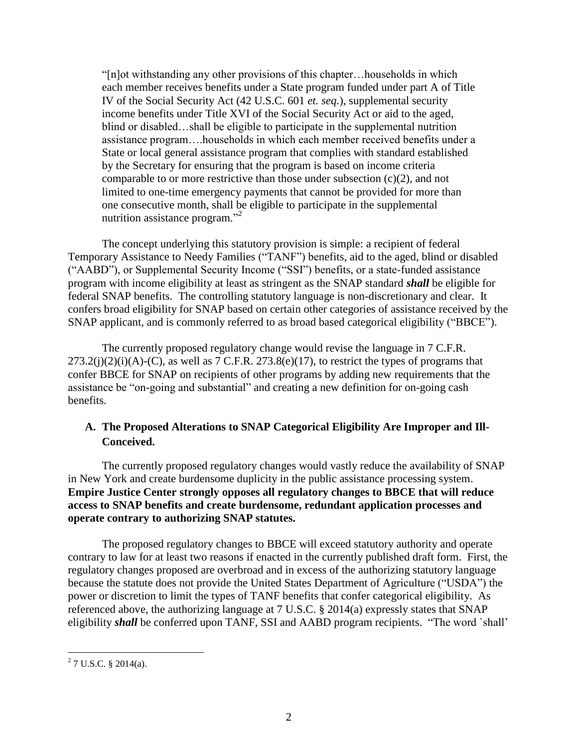> "[n]ot withstanding any other provisions of this chapter…households in which each member receives benefits under a State program funded under part A of Title IV of the Social Security Act (42 U.S.C. 601 *et. seq.*), supplemental security income benefits under Title XVI of the Social Security Act or aid to the aged, blind or disabled…shall be eligible to participate in the supplemental nutrition assistance program….households in which each member received benefits under a State or local general assistance program that complies with standard established by the Secretary for ensuring that the program is based on income criteria comparable to or more restrictive than those under subsection (c)(2), and not limited to one-time emergency payments that cannot be provided for more than one consecutive month, shall be eligible to participate in the supplemental nutrition assistance program."[2]

The concept underlying this statutory provision is simple: a recipient of federal Temporary Assistance to Needy Families ("TANF") benefits, aid to the aged, blind or disabled ("AABD"), or Supplemental Security Income ("SSI") benefits, or a state-funded assistance program with income eligibility at least as stringent as the SNAP standard ***shall*** be eligible for federal SNAP benefits. The controlling statutory language is non-discretionary and clear. It confers broad eligibility for SNAP based on certain other categories of assistance received by the SNAP applicant, and is commonly referred to as broad based categorical eligibility ("BBCE").

The currently proposed regulatory change would revise the language in 7 C.F.R. 273.2(j)(2)(i)(A)-(C), as well as 7 C.F.R. 273.8(e)(17), to restrict the types of programs that confer BBCE for SNAP on recipients of other programs by adding new requirements that the assistance be "on-going and substantial" and creating a new definition for on-going cash benefits.

## A. The Proposed Alterations to SNAP Categorical Eligibility Are Improper and Ill-Conceived.

The currently proposed regulatory changes would vastly reduce the availability of SNAP in New York and create burdensome duplicity in the public assistance processing system. **Empire Justice Center strongly opposes all regulatory changes to BBCE that will reduce access to SNAP benefits and create burdensome, redundant application processes and operate contrary to authorizing SNAP statutes.**

The proposed regulatory changes to BBCE will exceed statutory authority and operate contrary to law for at least two reasons if enacted in the currently published draft form. First, the regulatory changes proposed are overbroad and in excess of the authorizing statutory language because the statute does not provide the United States Department of Agriculture ("USDA") the power or discretion to limit the types of TANF benefits that confer categorical eligibility. As referenced above, the authorizing language at 7 U.S.C. § 2014(a) expressly states that SNAP eligibility ***shall*** be conferred upon TANF, SSI and AABD program recipients. "The word `shall'

---

[2] 7 U.S.C. § 2014(a).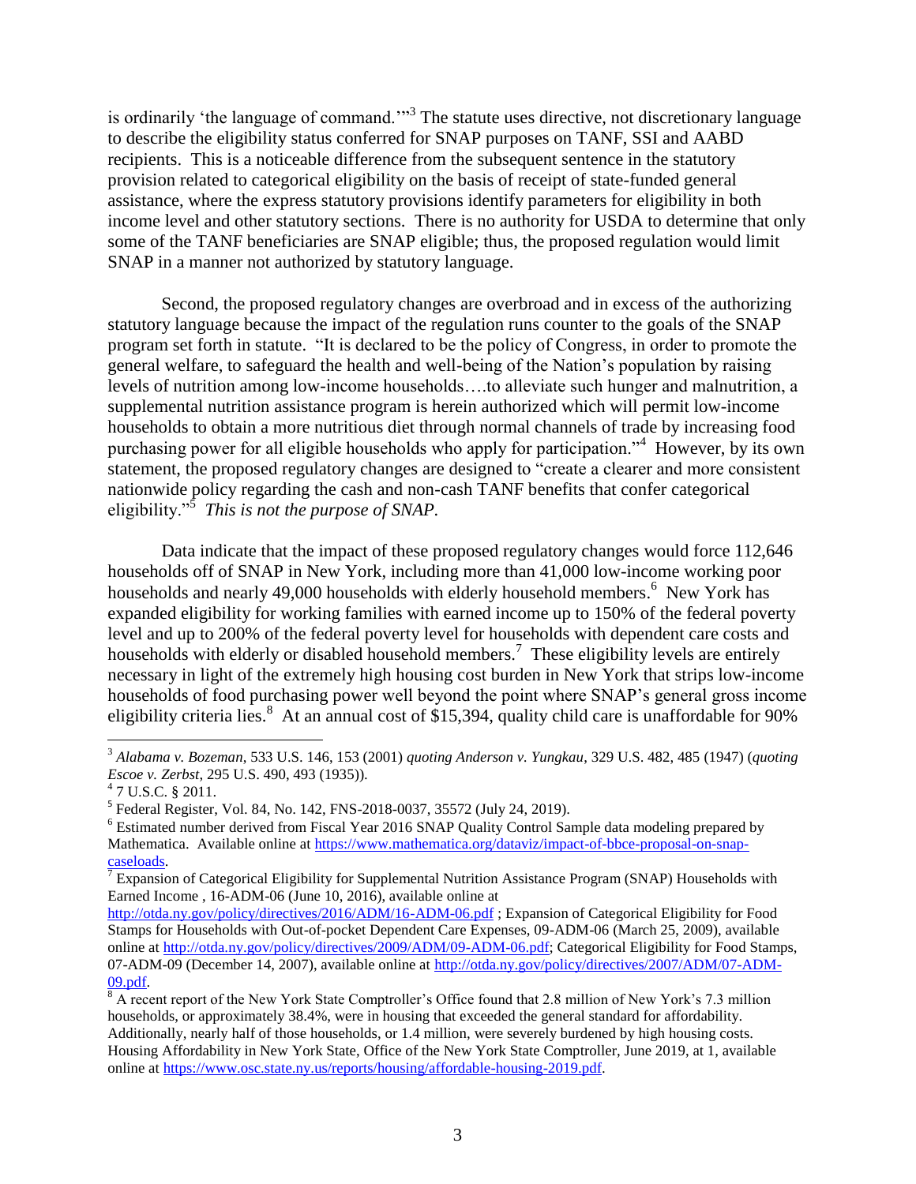is ordinarily 'the language of command.'"[3] The statute uses directive, not discretionary language to describe the eligibility status conferred for SNAP purposes on TANF, SSI and AABD recipients. This is a noticeable difference from the subsequent sentence in the statutory provision related to categorical eligibility on the basis of receipt of state-funded general assistance, where the express statutory provisions identify parameters for eligibility in both income level and other statutory sections. There is no authority for USDA to determine that only some of the TANF beneficiaries are SNAP eligible; thus, the proposed regulation would limit SNAP in a manner not authorized by statutory language.

Second, the proposed regulatory changes are overbroad and in excess of the authorizing statutory language because the impact of the regulation runs counter to the goals of the SNAP program set forth in statute. "It is declared to be the policy of Congress, in order to promote the general welfare, to safeguard the health and well-being of the Nation's population by raising levels of nutrition among low-income households….to alleviate such hunger and malnutrition, a supplemental nutrition assistance program is herein authorized which will permit low-income households to obtain a more nutritious diet through normal channels of trade by increasing food purchasing power for all eligible households who apply for participation."[4] However, by its own statement, the proposed regulatory changes are designed to "create a clearer and more consistent nationwide policy regarding the cash and non-cash TANF benefits that confer categorical eligibility."[5] *This is not the purpose of SNAP.*

Data indicate that the impact of these proposed regulatory changes would force 112,646 households off of SNAP in New York, including more than 41,000 low-income working poor households and nearly 49,000 households with elderly household members.[6] New York has expanded eligibility for working families with earned income up to 150% of the federal poverty level and up to 200% of the federal poverty level for households with dependent care costs and households with elderly or disabled household members.[7] These eligibility levels are entirely necessary in light of the extremely high housing cost burden in New York that strips low-income households of food purchasing power well beyond the point where SNAP's general gross income eligibility criteria lies.[8] At an annual cost of $15,394, quality child care is unaffordable for 90%

---

[3] *Alabama v. Bozeman*, 533 U.S. 146, 153 (2001) *quoting Anderson v. Yungkau*, 329 U.S. 482, 485 (1947) (*quoting Escoe v. Zerbst*, 295 U.S. 490, 493 (1935)).

[4] 7 U.S.C. § 2011.

[5] Federal Register, Vol. 84, No. 142, FNS-2018-0037, 35572 (July 24, 2019).

[6] Estimated number derived from Fiscal Year 2016 SNAP Quality Control Sample data modeling prepared by Mathematica. Available online at https://www.mathematica.org/dataviz/impact-of-bbce-proposal-on-snap-caseloads.

[7] Expansion of Categorical Eligibility for Supplemental Nutrition Assistance Program (SNAP) Households with Earned Income , 16-ADM-06 (June 10, 2016), available online at http://otda.ny.gov/policy/directives/2016/ADM/16-ADM-06.pdf ; Expansion of Categorical Eligibility for Food Stamps for Households with Out-of-pocket Dependent Care Expenses, 09-ADM-06 (March 25, 2009), available online at http://otda.ny.gov/policy/directives/2009/ADM/09-ADM-06.pdf; Categorical Eligibility for Food Stamps, 07-ADM-09 (December 14, 2007), available online at http://otda.ny.gov/policy/directives/2007/ADM/07-ADM-09.pdf.

[8] A recent report of the New York State Comptroller's Office found that 2.8 million of New York's 7.3 million households, or approximately 38.4%, were in housing that exceeded the general standard for affordability. Additionally, nearly half of those households, or 1.4 million, were severely burdened by high housing costs. Housing Affordability in New York State, Office of the New York State Comptroller, June 2019, at 1, available online at https://www.osc.state.ny.us/reports/housing/affordable-housing-2019.pdf.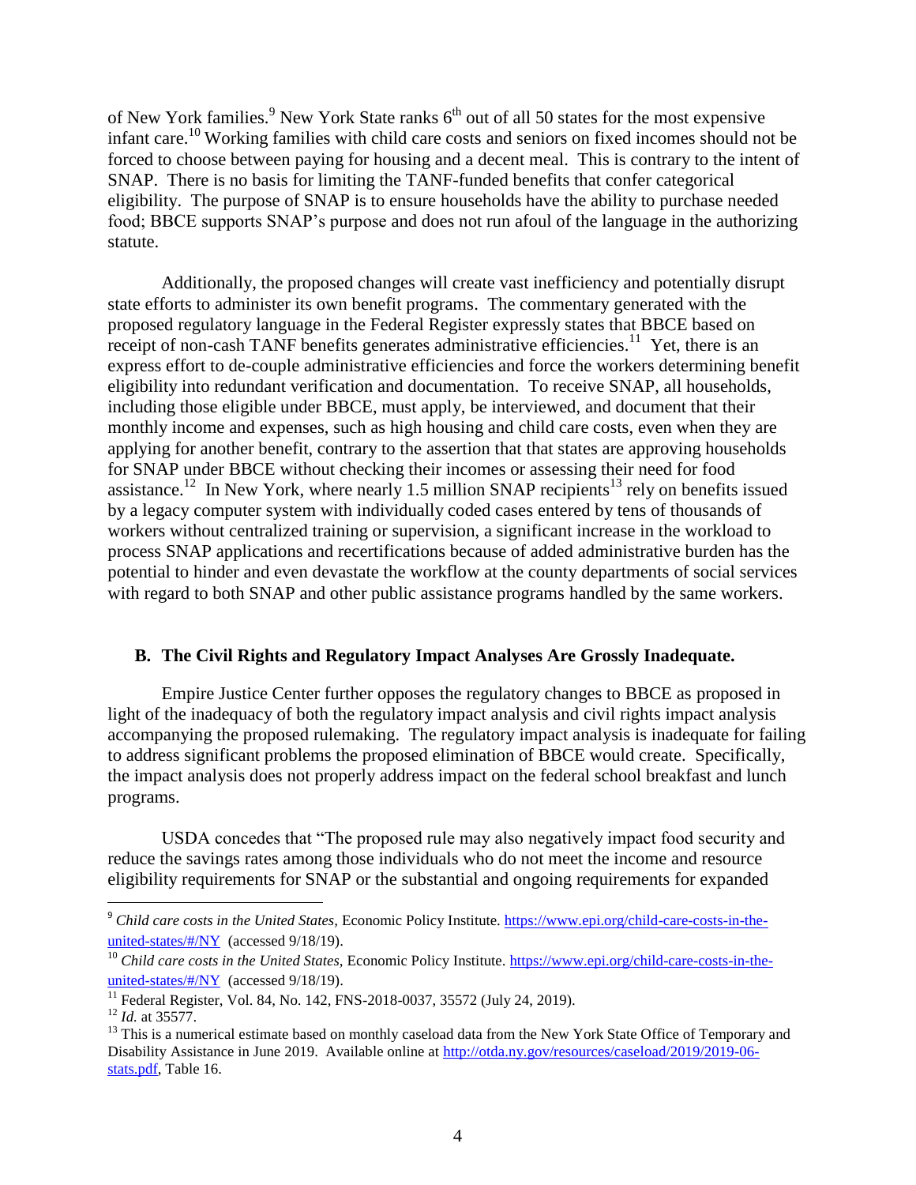of New York families.[9] New York State ranks 6th out of all 50 states for the most expensive infant care.[10] Working families with child care costs and seniors on fixed incomes should not be forced to choose between paying for housing and a decent meal. This is contrary to the intent of SNAP. There is no basis for limiting the TANF-funded benefits that confer categorical eligibility. The purpose of SNAP is to ensure households have the ability to purchase needed food; BBCE supports SNAP's purpose and does not run afoul of the language in the authorizing statute.

Additionally, the proposed changes will create vast inefficiency and potentially disrupt state efforts to administer its own benefit programs. The commentary generated with the proposed regulatory language in the Federal Register expressly states that BBCE based on receipt of non-cash TANF benefits generates administrative efficiencies.[11] Yet, there is an express effort to de-couple administrative efficiencies and force the workers determining benefit eligibility into redundant verification and documentation. To receive SNAP, all households, including those eligible under BBCE, must apply, be interviewed, and document that their monthly income and expenses, such as high housing and child care costs, even when they are applying for another benefit, contrary to the assertion that that states are approving households for SNAP under BBCE without checking their incomes or assessing their need for food assistance.[12] In New York, where nearly 1.5 million SNAP recipients[13] rely on benefits issued by a legacy computer system with individually coded cases entered by tens of thousands of workers without centralized training or supervision, a significant increase in the workload to process SNAP applications and recertifications because of added administrative burden has the potential to hinder and even devastate the workflow at the county departments of social services with regard to both SNAP and other public assistance programs handled by the same workers.

## B. The Civil Rights and Regulatory Impact Analyses Are Grossly Inadequate.

Empire Justice Center further opposes the regulatory changes to BBCE as proposed in light of the inadequacy of both the regulatory impact analysis and civil rights impact analysis accompanying the proposed rulemaking. The regulatory impact analysis is inadequate for failing to address significant problems the proposed elimination of BBCE would create. Specifically, the impact analysis does not properly address impact on the federal school breakfast and lunch programs.

USDA concedes that "The proposed rule may also negatively impact food security and reduce the savings rates among those individuals who do not meet the income and resource eligibility requirements for SNAP or the substantial and ongoing requirements for expanded

---

[9] *Child care costs in the United States,* Economic Policy Institute. https://www.epi.org/child-care-costs-in-the-united-states/#/NY (accessed 9/18/19).

[10] *Child care costs in the United States*, Economic Policy Institute. https://www.epi.org/child-care-costs-in-the-united-states/#/NY (accessed 9/18/19).

[11] Federal Register, Vol. 84, No. 142, FNS-2018-0037, 35572 (July 24, 2019).

[12] *Id.* at 35577.

[13] This is a numerical estimate based on monthly caseload data from the New York State Office of Temporary and Disability Assistance in June 2019. Available online at http://otda.ny.gov/resources/caseload/2019/2019-06-stats.pdf, Table 16.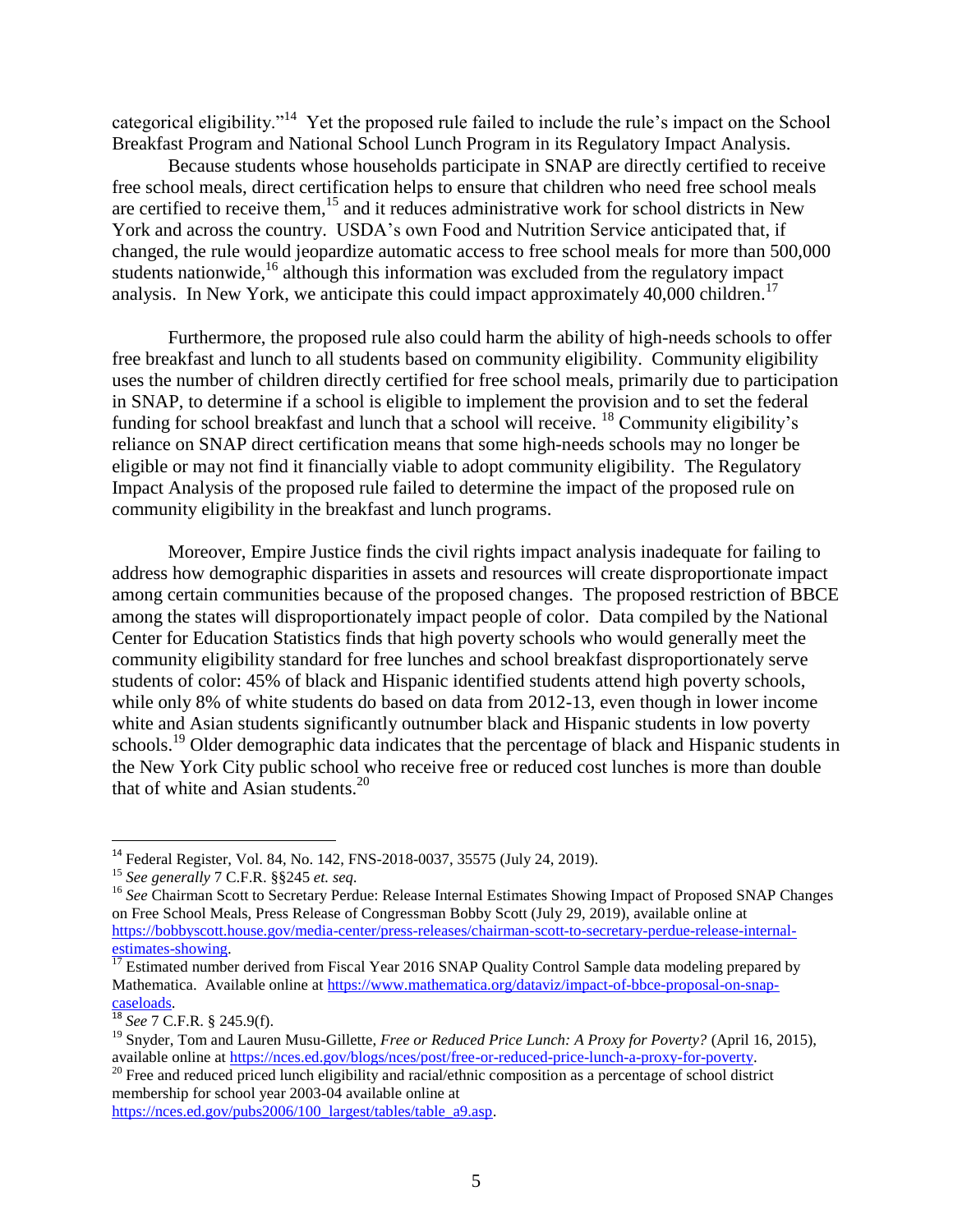categorical eligibility."[14] Yet the proposed rule failed to include the rule's impact on the School Breakfast Program and National School Lunch Program in its Regulatory Impact Analysis.

Because students whose households participate in SNAP are directly certified to receive free school meals, direct certification helps to ensure that children who need free school meals are certified to receive them,[15] and it reduces administrative work for school districts in New York and across the country. USDA's own Food and Nutrition Service anticipated that, if changed, the rule would jeopardize automatic access to free school meals for more than 500,000 students nationwide,[16] although this information was excluded from the regulatory impact analysis. In New York, we anticipate this could impact approximately 40,000 children.[17]

Furthermore, the proposed rule also could harm the ability of high-needs schools to offer free breakfast and lunch to all students based on community eligibility. Community eligibility uses the number of children directly certified for free school meals, primarily due to participation in SNAP, to determine if a school is eligible to implement the provision and to set the federal funding for school breakfast and lunch that a school will receive. [18] Community eligibility's reliance on SNAP direct certification means that some high-needs schools may no longer be eligible or may not find it financially viable to adopt community eligibility. The Regulatory Impact Analysis of the proposed rule failed to determine the impact of the proposed rule on community eligibility in the breakfast and lunch programs.

Moreover, Empire Justice finds the civil rights impact analysis inadequate for failing to address how demographic disparities in assets and resources will create disproportionate impact among certain communities because of the proposed changes. The proposed restriction of BBCE among the states will disproportionately impact people of color. Data compiled by the National Center for Education Statistics finds that high poverty schools who would generally meet the community eligibility standard for free lunches and school breakfast disproportionately serve students of color: 45% of black and Hispanic identified students attend high poverty schools, while only 8% of white students do based on data from 2012-13, even though in lower income white and Asian students significantly outnumber black and Hispanic students in low poverty schools.[19] Older demographic data indicates that the percentage of black and Hispanic students in the New York City public school who receive free or reduced cost lunches is more than double that of white and Asian students.[20]

---

[14] Federal Register, Vol. 84, No. 142, FNS-2018-0037, 35575 (July 24, 2019).

[15] *See generally* 7 C.F.R. §§245 *et. seq.*

[16] *See* Chairman Scott to Secretary Perdue: Release Internal Estimates Showing Impact of Proposed SNAP Changes on Free School Meals, Press Release of Congressman Bobby Scott (July 29, 2019), available online at https://bobbyscott.house.gov/media-center/press-releases/chairman-scott-to-secretary-perdue-release-internal-estimates-showing.

[17] Estimated number derived from Fiscal Year 2016 SNAP Quality Control Sample data modeling prepared by Mathematica. Available online at https://www.mathematica.org/dataviz/impact-of-bbce-proposal-on-snap-caseloads.

[18] *See* 7 C.F.R. § 245.9(f).

[19] Snyder, Tom and Lauren Musu-Gillette, *Free or Reduced Price Lunch: A Proxy for Poverty?* (April 16, 2015), available online at https://nces.ed.gov/blogs/nces/post/free-or-reduced-price-lunch-a-proxy-for-poverty.

[20] Free and reduced priced lunch eligibility and racial/ethnic composition as a percentage of school district membership for school year 2003-04 available online at https://nces.ed.gov/pubs2006/100_largest/tables/table_a9.asp.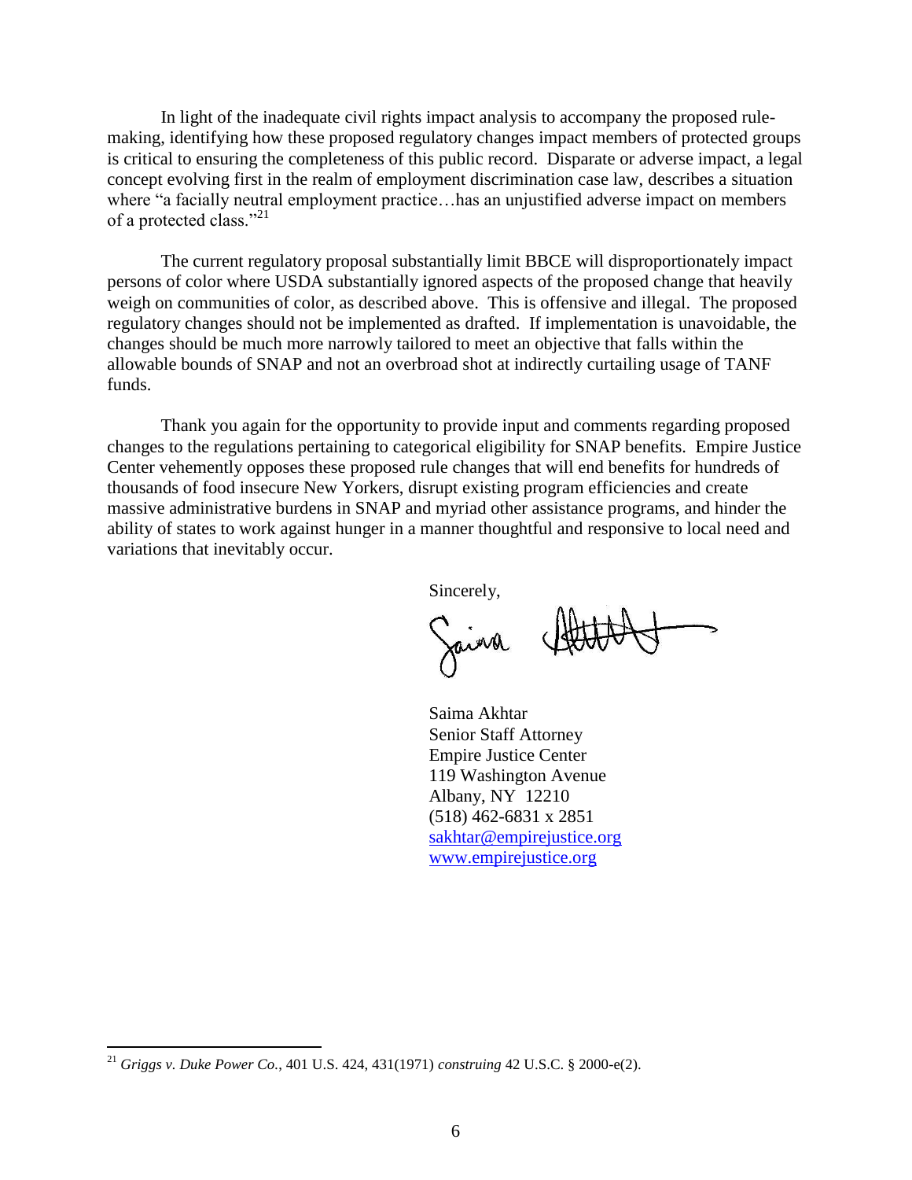In light of the inadequate civil rights impact analysis to accompany the proposed rule-making, identifying how these proposed regulatory changes impact members of protected groups is critical to ensuring the completeness of this public record. Disparate or adverse impact, a legal concept evolving first in the realm of employment discrimination case law, describes a situation where "a facially neutral employment practice…has an unjustified adverse impact on members of a protected class."[21]

The current regulatory proposal substantially limit BBCE will disproportionately impact persons of color where USDA substantially ignored aspects of the proposed change that heavily weigh on communities of color, as described above. This is offensive and illegal. The proposed regulatory changes should not be implemented as drafted. If implementation is unavoidable, the changes should be much more narrowly tailored to meet an objective that falls within the allowable bounds of SNAP and not an overbroad shot at indirectly curtailing usage of TANF funds.

Thank you again for the opportunity to provide input and comments regarding proposed changes to the regulations pertaining to categorical eligibility for SNAP benefits. Empire Justice Center vehemently opposes these proposed rule changes that will end benefits for hundreds of thousands of food insecure New Yorkers, disrupt existing program efficiencies and create massive administrative burdens in SNAP and myriad other assistance programs, and hinder the ability of states to work against hunger in a manner thoughtful and responsive to local need and variations that inevitably occur.

Sincerely,

Saima Akhtar
Senior Staff Attorney
Empire Justice Center
119 Washington Avenue
Albany, NY 12210
(518) 462-6831 x 2851
sakhtar@empirejustice.org
www.empirejustice.org

---

[21] *Griggs v. Duke Power Co.*, 401 U.S. 424, 431(1971) *construing* 42 U.S.C. § 2000-e(2).